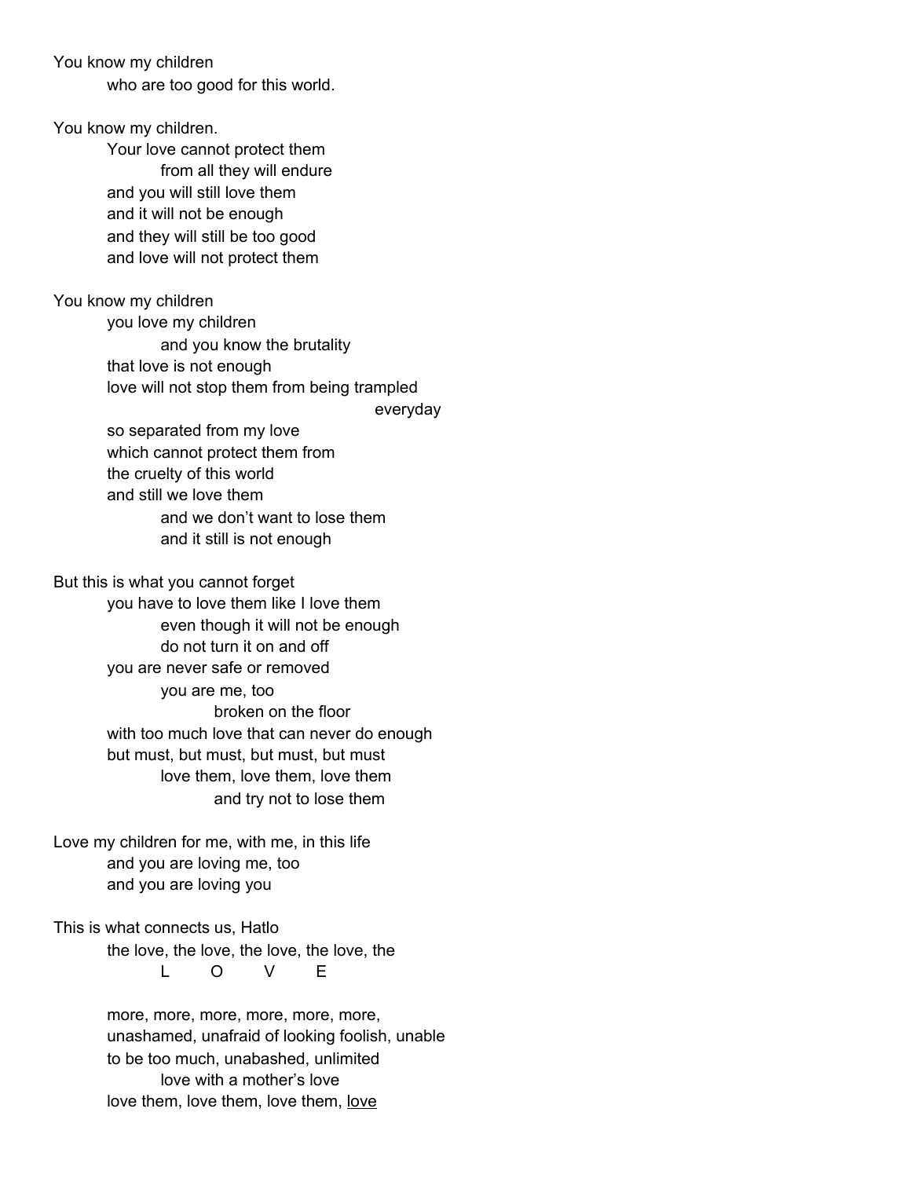You know my children  
&nbsp;&nbsp;&nbsp;&nbsp;&nbsp;&nbsp;&nbsp;&nbsp;who are too good for this world.

You know my children.  
&nbsp;&nbsp;&nbsp;&nbsp;&nbsp;&nbsp;&nbsp;&nbsp;Your love cannot protect them  
&nbsp;&nbsp;&nbsp;&nbsp;&nbsp;&nbsp;&nbsp;&nbsp;&nbsp;&nbsp;&nbsp;&nbsp;&nbsp;&nbsp;&nbsp;&nbsp;from all they will endure  
&nbsp;&nbsp;&nbsp;&nbsp;&nbsp;&nbsp;&nbsp;&nbsp;and you will still love them  
&nbsp;&nbsp;&nbsp;&nbsp;&nbsp;&nbsp;&nbsp;&nbsp;and it will not be enough  
&nbsp;&nbsp;&nbsp;&nbsp;&nbsp;&nbsp;&nbsp;&nbsp;and they will still be too good  
&nbsp;&nbsp;&nbsp;&nbsp;&nbsp;&nbsp;&nbsp;&nbsp;and love will not protect them

You know my children  
&nbsp;&nbsp;&nbsp;&nbsp;&nbsp;&nbsp;&nbsp;&nbsp;you love my children  
&nbsp;&nbsp;&nbsp;&nbsp;&nbsp;&nbsp;&nbsp;&nbsp;&nbsp;&nbsp;&nbsp;&nbsp;&nbsp;&nbsp;&nbsp;&nbsp;and you know the brutality  
&nbsp;&nbsp;&nbsp;&nbsp;&nbsp;&nbsp;&nbsp;&nbsp;that love is not enough  
&nbsp;&nbsp;&nbsp;&nbsp;&nbsp;&nbsp;&nbsp;&nbsp;love will not stop them from being trampled  
&nbsp;&nbsp;&nbsp;&nbsp;&nbsp;&nbsp;&nbsp;&nbsp;&nbsp;&nbsp;&nbsp;&nbsp;&nbsp;&nbsp;&nbsp;&nbsp;&nbsp;&nbsp;&nbsp;&nbsp;&nbsp;&nbsp;&nbsp;&nbsp;&nbsp;&nbsp;&nbsp;&nbsp;&nbsp;&nbsp;&nbsp;&nbsp;&nbsp;&nbsp;&nbsp;&nbsp;&nbsp;&nbsp;&nbsp;&nbsp;&nbsp;&nbsp;&nbsp;&nbsp;&nbsp;&nbsp;&nbsp;&nbsp;&nbsp;&nbsp;&nbsp;&nbsp;&nbsp;&nbsp;&nbsp;&nbsp;&nbsp;&nbsp;&nbsp;&nbsp;&nbsp;&nbsp;&nbsp;&nbsp;&nbsp;&nbsp;&nbsp;&nbsp;&nbsp;&nbsp;&nbsp;&nbsp;everyday  
&nbsp;&nbsp;&nbsp;&nbsp;&nbsp;&nbsp;&nbsp;&nbsp;so separated from my love  
&nbsp;&nbsp;&nbsp;&nbsp;&nbsp;&nbsp;&nbsp;&nbsp;which cannot protect them from  
&nbsp;&nbsp;&nbsp;&nbsp;&nbsp;&nbsp;&nbsp;&nbsp;the cruelty of this world  
&nbsp;&nbsp;&nbsp;&nbsp;&nbsp;&nbsp;&nbsp;&nbsp;and still we love them  
&nbsp;&nbsp;&nbsp;&nbsp;&nbsp;&nbsp;&nbsp;&nbsp;&nbsp;&nbsp;&nbsp;&nbsp;&nbsp;&nbsp;&nbsp;&nbsp;and we don't want to lose them  
&nbsp;&nbsp;&nbsp;&nbsp;&nbsp;&nbsp;&nbsp;&nbsp;&nbsp;&nbsp;&nbsp;&nbsp;&nbsp;&nbsp;&nbsp;&nbsp;and it still is not enough

But this is what you cannot forget  
&nbsp;&nbsp;&nbsp;&nbsp;&nbsp;&nbsp;&nbsp;&nbsp;you have to love them like I love them  
&nbsp;&nbsp;&nbsp;&nbsp;&nbsp;&nbsp;&nbsp;&nbsp;&nbsp;&nbsp;&nbsp;&nbsp;&nbsp;&nbsp;&nbsp;&nbsp;even though it will not be enough  
&nbsp;&nbsp;&nbsp;&nbsp;&nbsp;&nbsp;&nbsp;&nbsp;&nbsp;&nbsp;&nbsp;&nbsp;&nbsp;&nbsp;&nbsp;&nbsp;do not turn it on and off  
&nbsp;&nbsp;&nbsp;&nbsp;&nbsp;&nbsp;&nbsp;&nbsp;you are never safe or removed  
&nbsp;&nbsp;&nbsp;&nbsp;&nbsp;&nbsp;&nbsp;&nbsp;&nbsp;&nbsp;&nbsp;&nbsp;&nbsp;&nbsp;&nbsp;&nbsp;you are me, too  
&nbsp;&nbsp;&nbsp;&nbsp;&nbsp;&nbsp;&nbsp;&nbsp;&nbsp;&nbsp;&nbsp;&nbsp;&nbsp;&nbsp;&nbsp;&nbsp;&nbsp;&nbsp;&nbsp;&nbsp;&nbsp;&nbsp;&nbsp;&nbsp;broken on the floor  
&nbsp;&nbsp;&nbsp;&nbsp;&nbsp;&nbsp;&nbsp;&nbsp;with too much love that can never do enough  
&nbsp;&nbsp;&nbsp;&nbsp;&nbsp;&nbsp;&nbsp;&nbsp;but must, but must, but must, but must  
&nbsp;&nbsp;&nbsp;&nbsp;&nbsp;&nbsp;&nbsp;&nbsp;&nbsp;&nbsp;&nbsp;&nbsp;&nbsp;&nbsp;&nbsp;&nbsp;love them, love them, love them  
&nbsp;&nbsp;&nbsp;&nbsp;&nbsp;&nbsp;&nbsp;&nbsp;&nbsp;&nbsp;&nbsp;&nbsp;&nbsp;&nbsp;&nbsp;&nbsp;&nbsp;&nbsp;&nbsp;&nbsp;&nbsp;&nbsp;&nbsp;&nbsp;and try not to lose them

Love my children for me, with me, in this life  
&nbsp;&nbsp;&nbsp;&nbsp;&nbsp;&nbsp;&nbsp;&nbsp;and you are loving me, too  
&nbsp;&nbsp;&nbsp;&nbsp;&nbsp;&nbsp;&nbsp;&nbsp;and you are loving you

This is what connects us, Hatlo  
&nbsp;&nbsp;&nbsp;&nbsp;&nbsp;&nbsp;&nbsp;&nbsp;the love, the love, the love, the love, the  
&nbsp;&nbsp;&nbsp;&nbsp;&nbsp;&nbsp;&nbsp;&nbsp;&nbsp;&nbsp;&nbsp;&nbsp;&nbsp;&nbsp;&nbsp;&nbsp;L&nbsp;&nbsp;&nbsp;&nbsp;&nbsp;&nbsp;&nbsp;&nbsp;O&nbsp;&nbsp;&nbsp;&nbsp;&nbsp;&nbsp;&nbsp;&nbsp;V&nbsp;&nbsp;&nbsp;&nbsp;&nbsp;&nbsp;&nbsp;&nbsp;E

&nbsp;&nbsp;&nbsp;&nbsp;&nbsp;&nbsp;&nbsp;&nbsp;more, more, more, more, more, more,  
&nbsp;&nbsp;&nbsp;&nbsp;&nbsp;&nbsp;&nbsp;&nbsp;unashamed, unafraid of looking foolish, unable  
&nbsp;&nbsp;&nbsp;&nbsp;&nbsp;&nbsp;&nbsp;&nbsp;to be too much, unabashed, unlimited  
&nbsp;&nbsp;&nbsp;&nbsp;&nbsp;&nbsp;&nbsp;&nbsp;&nbsp;&nbsp;&nbsp;&nbsp;&nbsp;&nbsp;&nbsp;&nbsp;love with a mother's love  
&nbsp;&nbsp;&nbsp;&nbsp;&nbsp;&nbsp;&nbsp;&nbsp;love them, love them, love them, <u>love</u>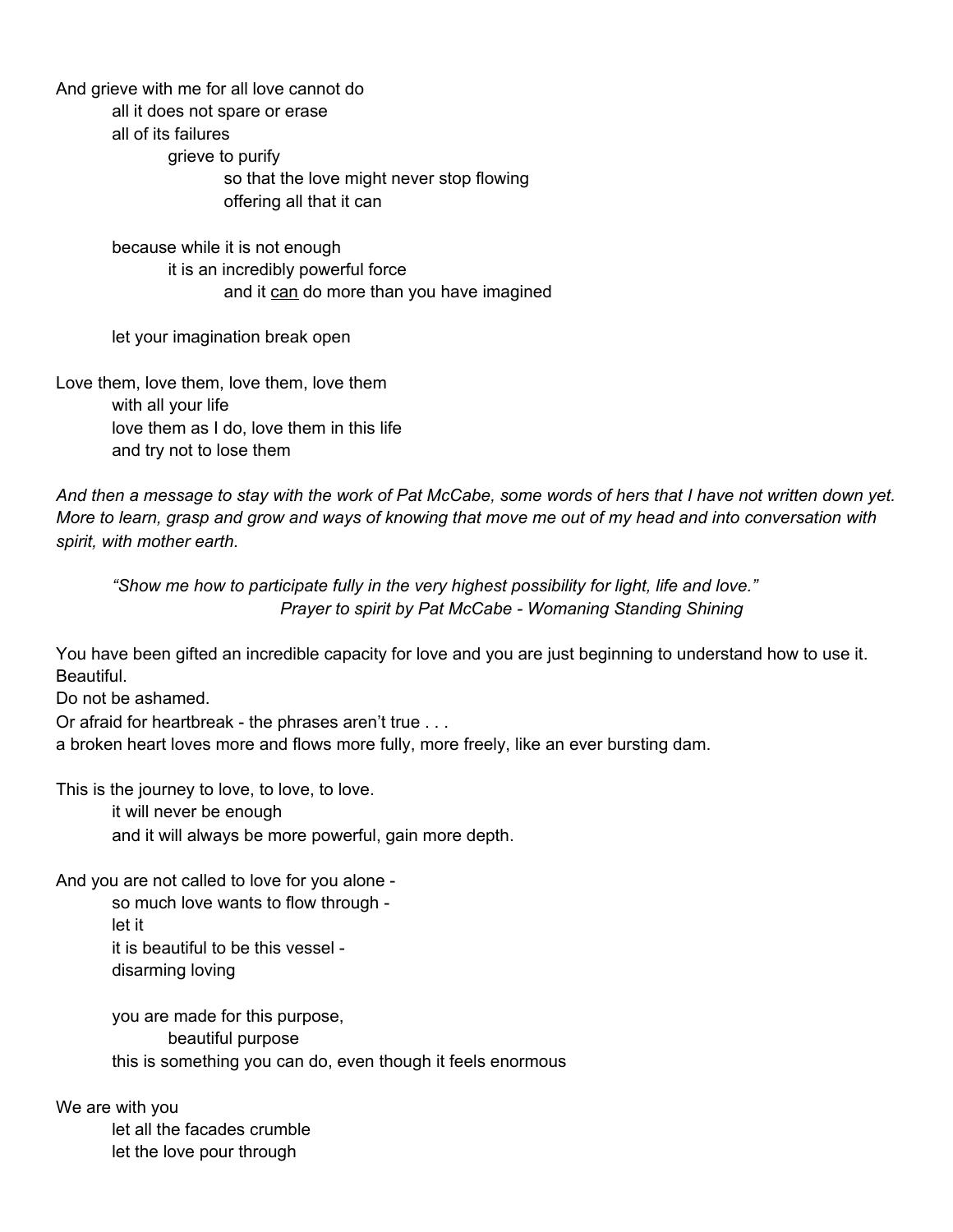And grieve with me for all love cannot do
all it does not spare or erase
all of its failures
grieve to purify
so that the love might never stop flowing
offering all that it can

because while it is not enough
it is an incredibly powerful force
and it <u>can</u> do more than you have imagined

let your imagination break open

Love them, love them, love them, love them
with all your life
love them as I do, love them in this life
and try not to lose them

*And then a message to stay with the work of Pat McCabe, some words of hers that I have not written down yet. More to learn, grasp and grow and ways of knowing that move me out of my head and into conversation with spirit, with mother earth.*

> *"Show me how to participate fully in the very highest possibility for light, life and love."*
> *Prayer to spirit by Pat McCabe - Womaning Standing Shining*

You have been gifted an incredible capacity for love and you are just beginning to understand how to use it. Beautiful.
Do not be ashamed.
Or afraid for heartbreak - the phrases aren't true . . .
a broken heart loves more and flows more fully, more freely, like an ever bursting dam.

This is the journey to love, to love, to love.
it will never be enough
and it will always be more powerful, gain more depth.

And you are not called to love for you alone -
so much love wants to flow through -
let it
it is beautiful to be this vessel -
disarming loving

you are made for this purpose,
beautiful purpose
this is something you can do, even though it feels enormous

We are with you
let all the facades crumble
let the love pour through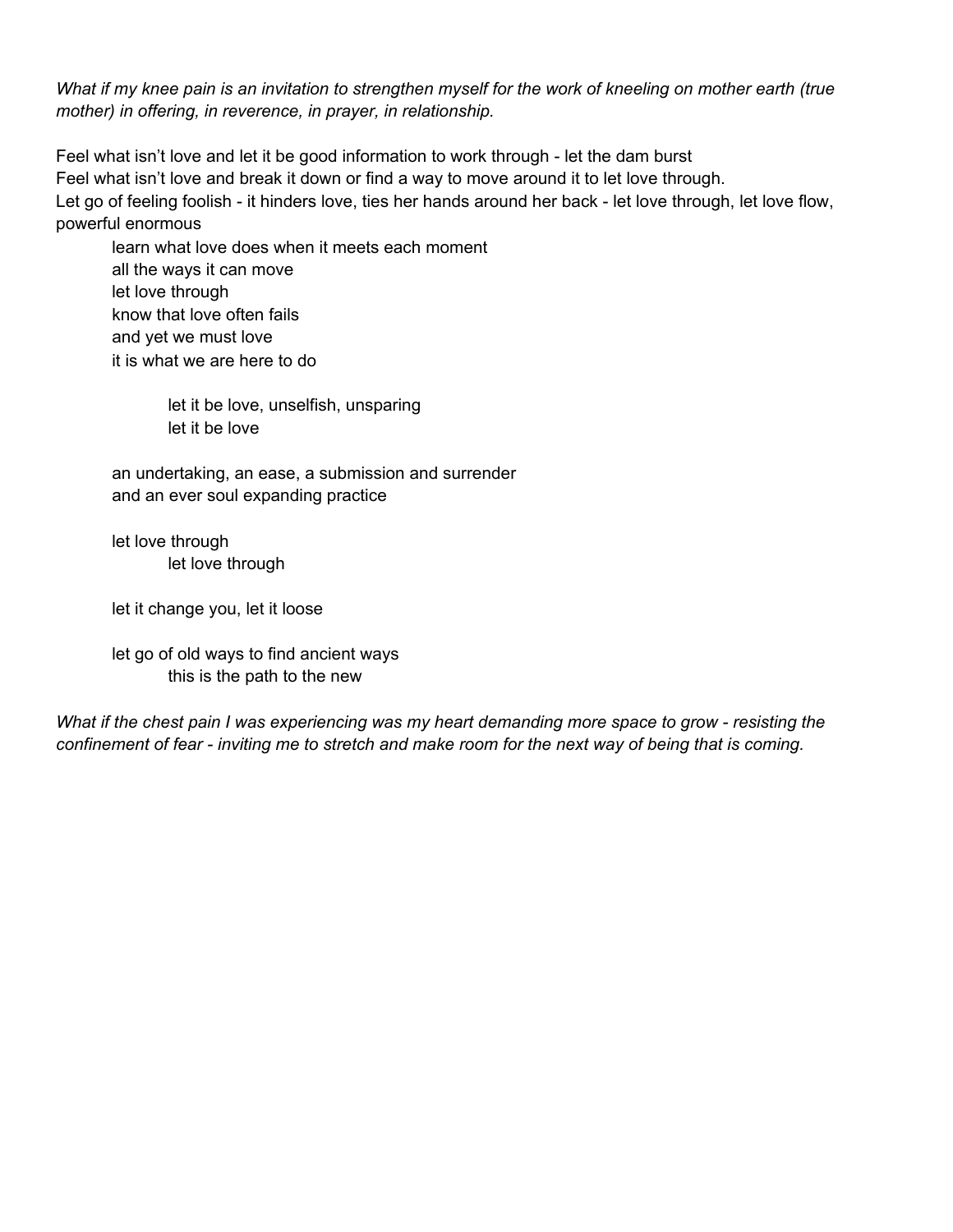*What if my knee pain is an invitation to strengthen myself for the work of kneeling on mother earth (true mother) in offering, in reverence, in prayer, in relationship.*

Feel what isn't love and let it be good information to work through - let the dam burst
Feel what isn't love and break it down or find a way to move around it to let love through.
Let go of feeling foolish - it hinders love, ties her hands around her back - let love through, let love flow, powerful enormous

> learn what love does when it meets each moment
> all the ways it can move
> let love through
> know that love often fails
> and yet we must love
> it is what we are here to do
>
> > let it be love, unselfish, unsparing
> > let it be love
>
> an undertaking, an ease, a submission and surrender
> and an ever soul expanding practice
>
> let love through
>
> > let love through
>
> let it change you, let it loose
>
> let go of old ways to find ancient ways
>
> > this is the path to the new

*What if the chest pain I was experiencing was my heart demanding more space to grow - resisting the confinement of fear - inviting me to stretch and make room for the next way of being that is coming.*